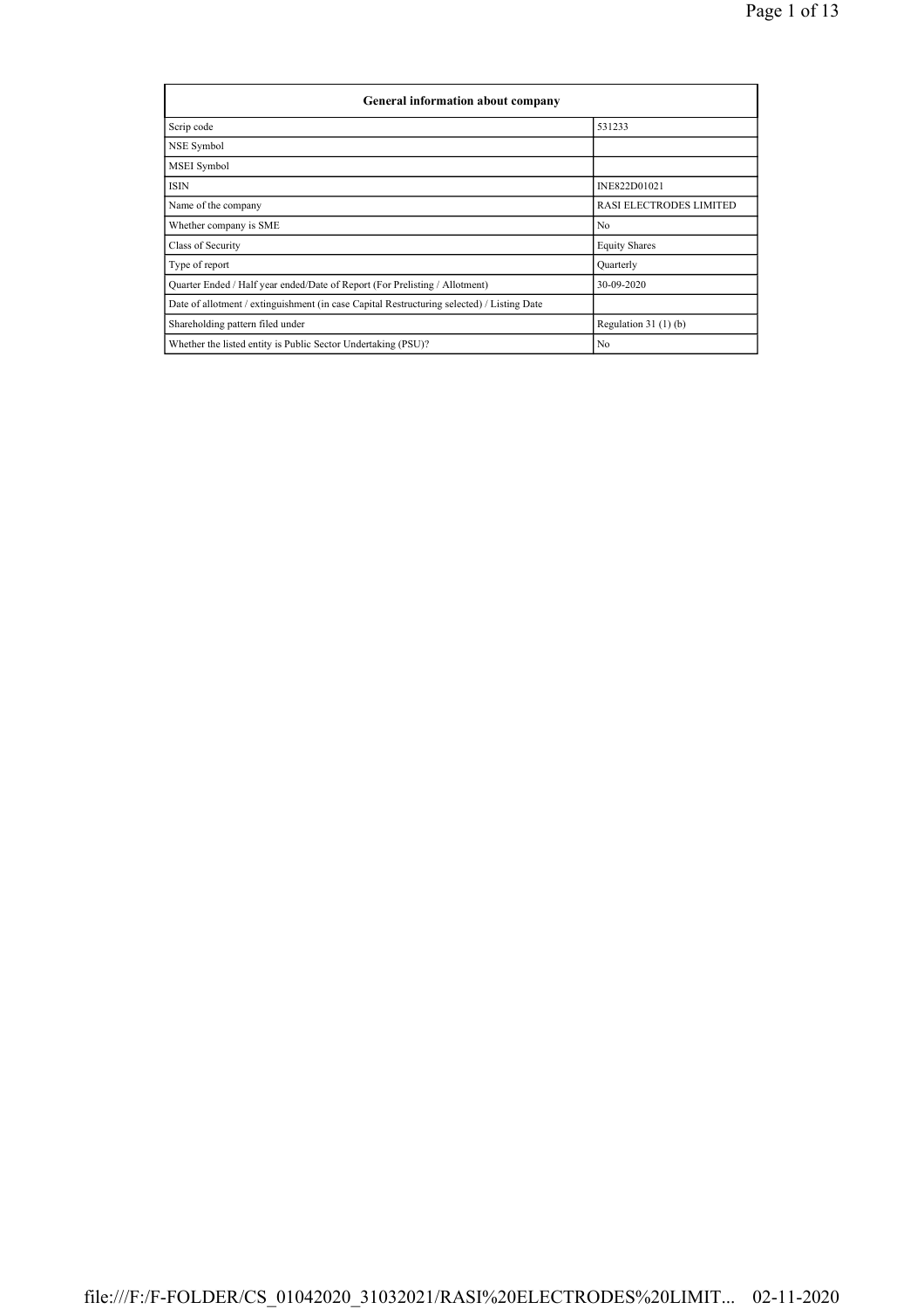| General information about company | |
|---|---|
| Scrip code | 531233 |
| NSE Symbol | |
| MSEI Symbol | |
| ISIN | INE822D01021 |
| Name of the company | RASI ELECTRODES LIMITED |
| Whether company is SME | No |
| Class of Security | Equity Shares |
| Type of report | Quarterly |
| Quarter Ended / Half year ended/Date of Report (For Prelisting / Allotment) | 30-09-2020 |
| Date of allotment / extinguishment (in case Capital Restructuring selected) / Listing Date | |
| Shareholding pattern filed under | Regulation 31 (1) (b) |
| Whether the listed entity is Public Sector Undertaking (PSU)? | No |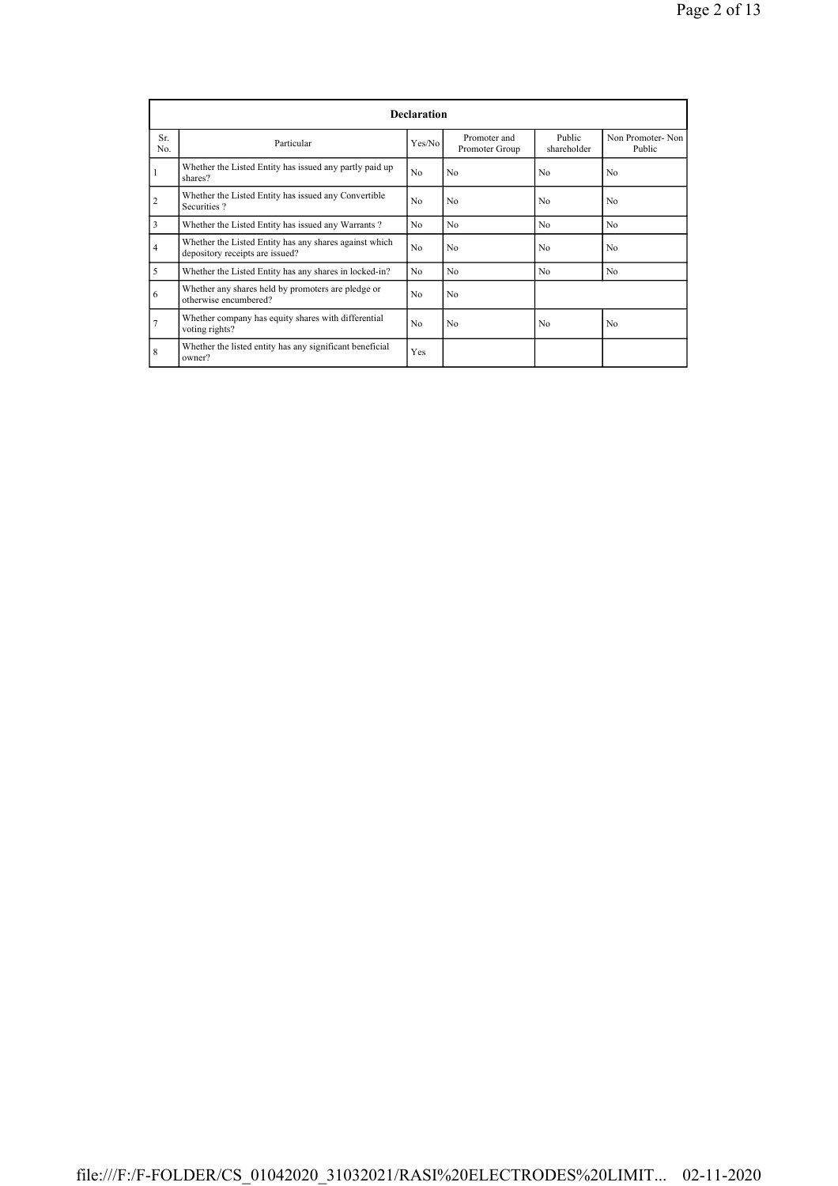| Declaration | | | | | |
|---|---|---|---|---|---|
| Sr. No. | Particular | Yes/No | Promoter and Promoter Group | Public shareholder | Non Promoter- Non Public |
| 1 | Whether the Listed Entity has issued any partly paid up shares? | No | No | No | No |
| 2 | Whether the Listed Entity has issued any Convertible Securities ? | No | No | No | No |
| 3 | Whether the Listed Entity has issued any Warrants ? | No | No | No | No |
| 4 | Whether the Listed Entity has any shares against which depository receipts are issued? | No | No | No | No |
| 5 | Whether the Listed Entity has any shares in locked-in? | No | No | No | No |
| 6 | Whether any shares held by promoters are pledge or otherwise encumbered? | No | No | | |
| 7 | Whether company has equity shares with differential voting rights? | No | No | No | No |
| 8 | Whether the listed entity has any significant beneficial owner? | Yes | | | |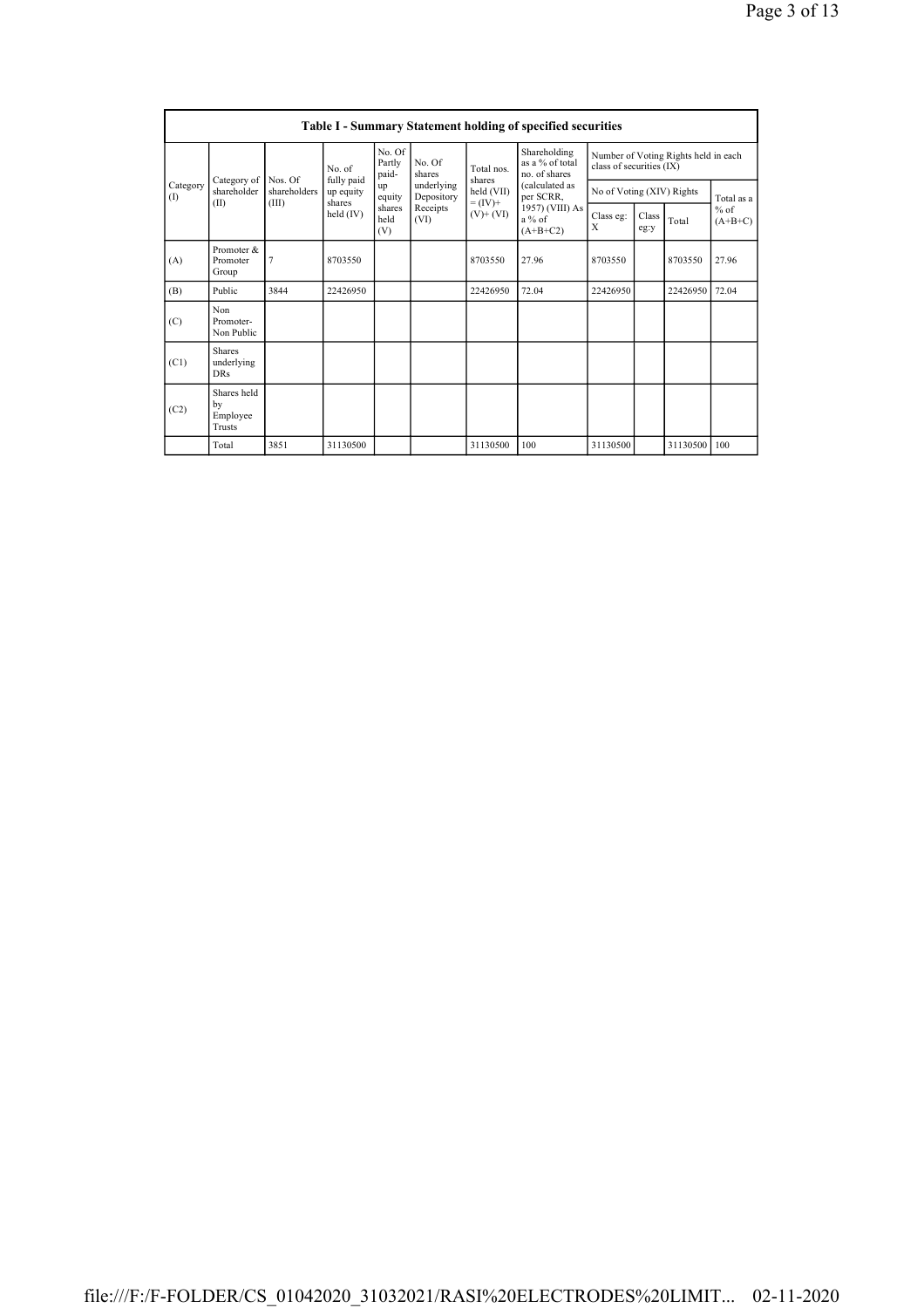## Table I - Summary Statement holding of specified securities

| Category (I) | Category of shareholder (II) | Nos. Of shareholders (III) | No. of fully paid up equity shares held (IV) | No. Of Partly paid-up equity shares held (V) | No. Of shares underlying Depository Receipts (VI) | Total nos. shares held (VII) = (IV)+(V)+ (VI) | Shareholding as a % of total no. of shares (calculated as per SCRR, 1957) (VIII) As a % of (A+B+C2) | Number of Voting Rights held in each class of securities (IX) | | | |
|---|---|---|---|---|---|---|---|---|---|---|---|
| | | | | | | | | No of Voting (XIV) Rights | | | Total as a % of (A+B+C) |
| | | | | | | | | Class eg: X | Class eg:y | Total | |
| (A) | Promoter & Promoter Group | 7 | 8703550 | | | 8703550 | 27.96 | 8703550 | | 8703550 | 27.96 |
| (B) | Public | 3844 | 22426950 | | | 22426950 | 72.04 | 22426950 | | 22426950 | 72.04 |
| (C) | Non Promoter- Non Public | | | | | | | | | | |
| (C1) | Shares underlying DRs | | | | | | | | | | |
| (C2) | Shares held by Employee Trusts | | | | | | | | | | |
| | Total | 3851 | 31130500 | | | 31130500 | 100 | 31130500 | | 31130500 | 100 |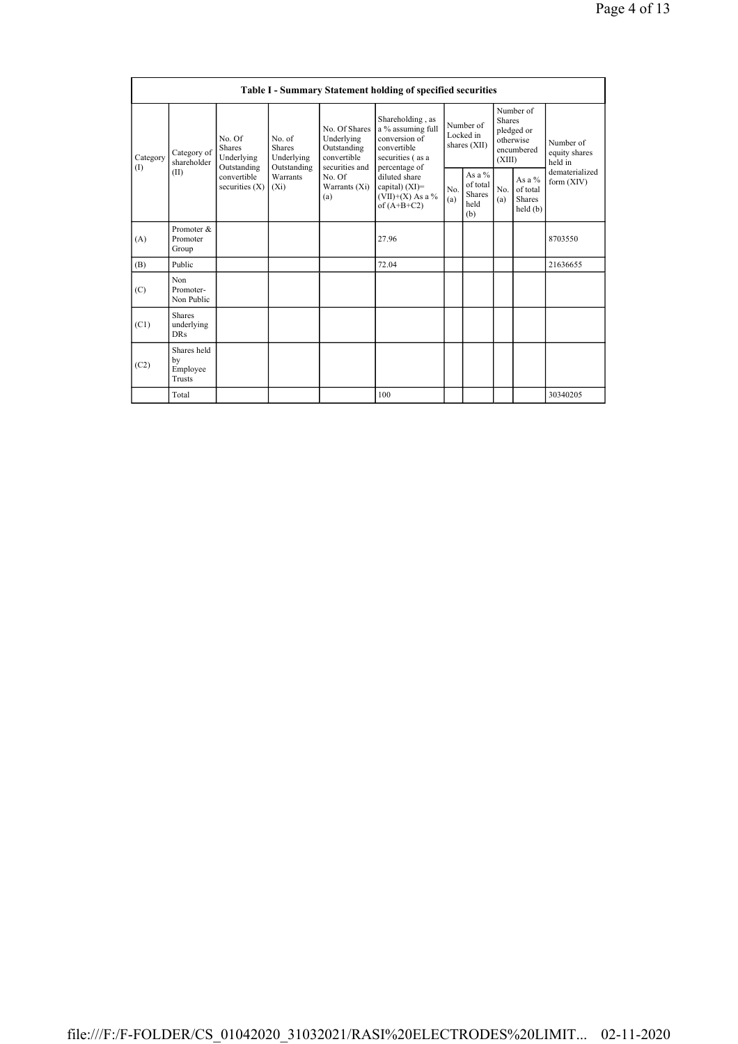## Table I - Summary Statement holding of specified securities

| Category (I) | Category of shareholder (II) | No. Of Shares Underlying Outstanding convertible securities (X) | No. of Shares Underlying Outstanding Warrants (Xi) | No. Of Shares Underlying Outstanding convertible securities and No. Of Warrants (Xi) (a) | Shareholding , as a % assuming full conversion of convertible securities ( as a percentage of diluted share capital) (XI)= (VII)+(X) As a % of (A+B+C2) | Number of Locked in shares (XII) | | Number of Shares pledged or otherwise encumbered (XIII) | | Number of equity shares held in dematerialized form (XIV) |
|---|---|---|---|---|---|---|---|---|---|---|
| | | | | | | No. (a) | As a % of total Shares held (b) | No. (a) | As a % of total Shares held (b) | |
| (A) | Promoter & Promoter Group | | | | 27.96 | | | | | 8703550 |
| (B) | Public | | | | 72.04 | | | | | 21636655 |
| (C) | Non Promoter- Non Public | | | | | | | | | |
| (C1) | Shares underlying DRs | | | | | | | | | |
| (C2) | Shares held by Employee Trusts | | | | | | | | | |
| | Total | | | | 100 | | | | | 30340205 |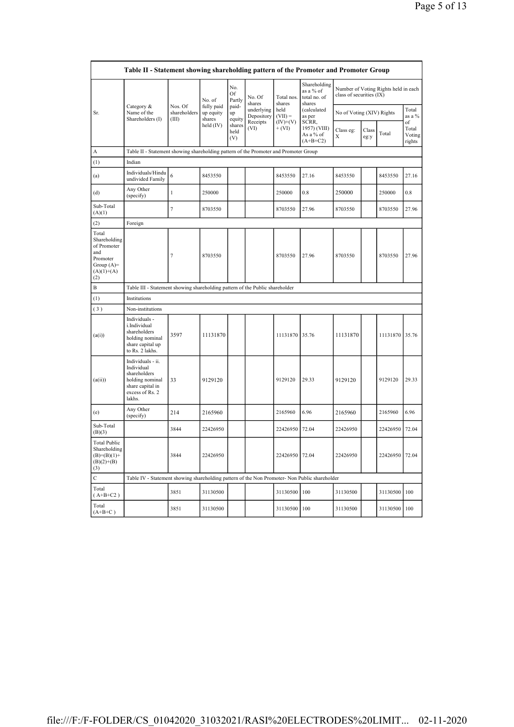| Table II - Statement showing shareholding pattern of the Promoter and Promoter Group | | | | | | | | | | | | |
|---|---|---|---|---|---|---|---|---|---|---|---|---|
| Sr. | Category & Name of the Shareholders (I) | Nos. Of shareholders (III) | No. of fully paid up equity shares held (IV) | No. Of Partly paid-up equity shares held (V) | No. Of shares underlying Depository Receipts (VI) | Total nos. shares held (VII) = (IV)+(V)+ (VI) | Shareholding as a % of total no. of shares (calculated as per SCRR, 1957) (VIII) As a % of (A+B+C2) | Number of Voting Rights held in each class of securities (IX) | | | |
| | | | | | | | | No of Voting (XIV) Rights | | | Total as a % of Total Voting rights |
| | | | | | | | | Class eg: X | Class eg:y | Total | |
| A | Table II - Statement showing shareholding pattern of the Promoter and Promoter Group | | | | | | | | | | |
| (1) | Indian | | | | | | | | | | |
| (a) | Individuals/Hindu undivided Family | 6 | 8453550 | | | 8453550 | 27.16 | 8453550 | | 8453550 | 27.16 |
| (d) | Any Other (specify) | 1 | 250000 | | | 250000 | 0.8 | 250000 | | 250000 | 0.8 |
| Sub-Total (A)(1) | | 7 | 8703550 | | | 8703550 | 27.96 | 8703550 | | 8703550 | 27.96 |
| (2) | Foreign | | | | | | | | | | |
| Total Shareholding of Promoter and Promoter Group (A)=(A)(1)+(A)(2) | | 7 | 8703550 | | | 8703550 | 27.96 | 8703550 | | 8703550 | 27.96 |
| B | Table III - Statement showing shareholding pattern of the Public shareholder | | | | | | | | | | |
| (1) | Institutions | | | | | | | | | | |
| (3) | Non-institutions | | | | | | | | | | |
| (a(i)) | Individuals - i.Individual shareholders holding nominal share capital up to Rs. 2 lakhs. | 3597 | 11131870 | | | 11131870 | 35.76 | 11131870 | | 11131870 | 35.76 |
| (a(ii)) | Individuals - ii. Individual shareholders holding nominal share capital in excess of Rs. 2 lakhs. | 33 | 9129120 | | | 9129120 | 29.33 | 9129120 | | 9129120 | 29.33 |
| (e) | Any Other (specify) | 214 | 2165960 | | | 2165960 | 6.96 | 2165960 | | 2165960 | 6.96 |
| Sub-Total (B)(3) | | 3844 | 22426950 | | | 22426950 | 72.04 | 22426950 | | 22426950 | 72.04 |
| Total Public Shareholding (B)=(B)(1)+(B)(2)+(B)(3) | | 3844 | 22426950 | | | 22426950 | 72.04 | 22426950 | | 22426950 | 72.04 |
| C | Table IV - Statement showing shareholding pattern of the Non Promoter- Non Public shareholder | | | | | | | | | | |
| Total ( A+B+C2 ) | | 3851 | 31130500 | | | 31130500 | 100 | 31130500 | | 31130500 | 100 |
| Total (A+B+C ) | | 3851 | 31130500 | | | 31130500 | 100 | 31130500 | | 31130500 | 100 |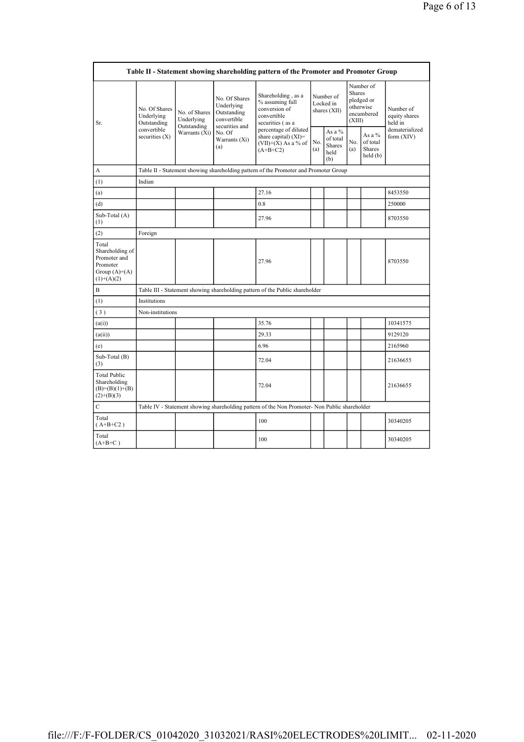| Table II - Statement showing shareholding pattern of the Promoter and Promoter Group | | | | | | | | | |
|---|---|---|---|---|---|---|---|---|---|
| Sr. | No. Of Shares Underlying Outstanding convertible securities (X) | No. of Shares Underlying Outstanding Warrants (Xi) | No. Of Shares Underlying Outstanding convertible securities and No. Of Warrants (Xi) (a) | Shareholding , as a % assuming full conversion of convertible securities ( as a percentage of diluted share capital) (XI)= (VII)+(X) As a % of (A+B+C2) | Number of Locked in shares (XII) | | Number of Shares pledged or otherwise encumbered (XIII) | | Number of equity shares held in dematerialized form (XIV) |
| | | | | | No. (a) | As a % of total Shares held (b) | No. (a) | As a % of total Shares held (b) | |
| A | Table II - Statement showing shareholding pattern of the Promoter and Promoter Group | | | | | | | | |
| (1) | Indian | | | | | | | | |
| (a) | | | | 27.16 | | | | | 8453550 |
| (d) | | | | 0.8 | | | | | 250000 |
| Sub-Total (A) (1) | | | | 27.96 | | | | | 8703550 |
| (2) | Foreign | | | | | | | | |
| Total Shareholding of Promoter and Promoter Group (A)=(A)(1)+(A)(2) | | | | 27.96 | | | | | 8703550 |
| B | Table III - Statement showing shareholding pattern of the Public shareholder | | | | | | | | |
| (1) | Institutions | | | | | | | | |
| ( 3 ) | Non-institutions | | | | | | | | |
| (a(i)) | | | | 35.76 | | | | | 10341575 |
| (a(ii)) | | | | 29.33 | | | | | 9129120 |
| (e) | | | | 6.96 | | | | | 2165960 |
| Sub-Total (B) (3) | | | | 72.04 | | | | | 21636655 |
| Total Public Shareholding (B)=(B)(1)+(B)(2)+(B)(3) | | | | 72.04 | | | | | 21636655 |
| C | Table IV - Statement showing shareholding pattern of the Non Promoter- Non Public shareholder | | | | | | | | |
| Total ( A+B+C2 ) | | | | 100 | | | | | 30340205 |
| Total (A+B+C ) | | | | 100 | | | | | 30340205 |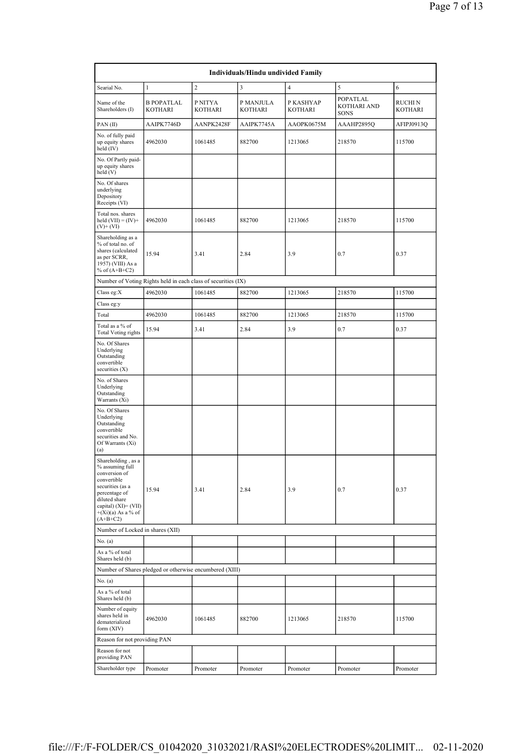| Individuals/Hindu undivided Family | | | | | | |
|---|---|---|---|---|---|---|
| Searial No. | 1 | 2 | 3 | 4 | 5 | 6 |
| Name of the Shareholders (I) | B POPATLAL KOTHARI | P NITYA KOTHARI | P MANJULA KOTHARI | P KASHYAP KOTHARI | POPATLAL KOTHARI AND SONS | RUCHI N KOTHARI |
| PAN (II) | AAIPK7746D | AANPK2428F | AAIPK7745A | AAOPK0675M | AAAHP2895Q | AFIPJ0913Q |
| No. of fully paid up equity shares held (IV) | 4962030 | 1061485 | 882700 | 1213065 | 218570 | 115700 |
| No. Of Partly paid-up equity shares held (V) | | | | | | |
| No. Of shares underlying Depository Receipts (VI) | | | | | | |
| Total nos. shares held (VII) = (IV)+(V)+ (VI) | 4962030 | 1061485 | 882700 | 1213065 | 218570 | 115700 |
| Shareholding as a % of total no. of shares (calculated as per SCRR, 1957) (VIII) As a % of (A+B+C2) | 15.94 | 3.41 | 2.84 | 3.9 | 0.7 | 0.37 |
| Number of Voting Rights held in each class of securities (IX) | | | | | | |
| Class eg:X | 4962030 | 1061485 | 882700 | 1213065 | 218570 | 115700 |
| Class eg:y | | | | | | |
| Total | 4962030 | 1061485 | 882700 | 1213065 | 218570 | 115700 |
| Total as a % of Total Voting rights | 15.94 | 3.41 | 2.84 | 3.9 | 0.7 | 0.37 |
| No. Of Shares Underlying Outstanding convertible securities (X) | | | | | | |
| No. of Shares Underlying Outstanding Warrants (Xi) | | | | | | |
| No. Of Shares Underlying Outstanding convertible securities and No. Of Warrants (Xi) (a) | | | | | | |
| Shareholding , as a % assuming full conversion of convertible securities (as a percentage of diluted share capital) (XI)= (VII)+(Xi)(a) As a % of (A+B+C2) | 15.94 | 3.41 | 2.84 | 3.9 | 0.7 | 0.37 |
| Number of Locked in shares (XII) | | | | | | |
| No. (a) | | | | | | |
| As a % of total Shares held (b) | | | | | | |
| Number of Shares pledged or otherwise encumbered (XIII) | | | | | | |
| No. (a) | | | | | | |
| As a % of total Shares held (b) | | | | | | |
| Number of equity shares held in dematerialized form (XIV) | 4962030 | 1061485 | 882700 | 1213065 | 218570 | 115700 |
| Reason for not providing PAN | | | | | | |
| Reason for not providing PAN | | | | | | |
| Shareholder type | Promoter | Promoter | Promoter | Promoter | Promoter | Promoter |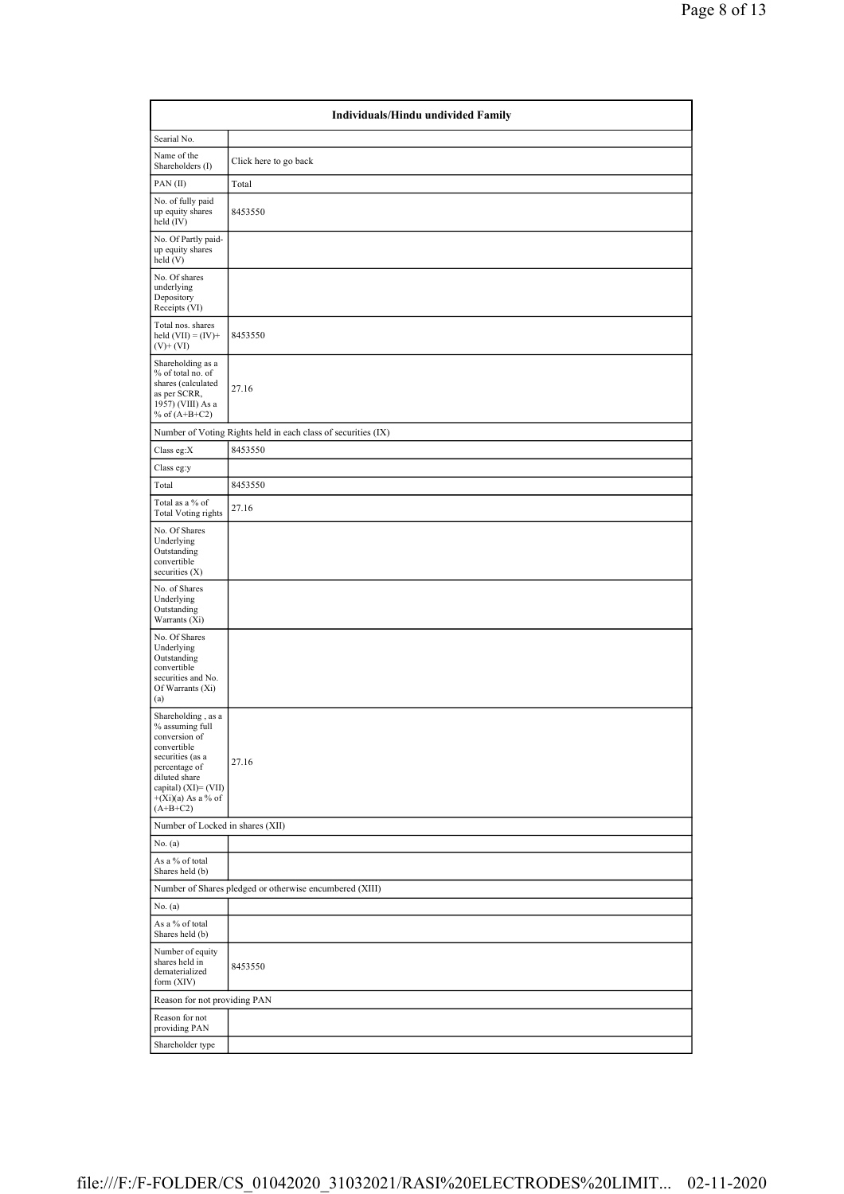| Individuals/Hindu undivided Family | |
|---|---|
| Searial No. | |
| Name of the Shareholders (I) | Click here to go back |
| PAN (II) | Total |
| No. of fully paid up equity shares held (IV) | 8453550 |
| No. Of Partly paid-up equity shares held (V) | |
| No. Of shares underlying Depository Receipts (VI) | |
| Total nos. shares held (VII) = (IV)+ (V)+ (VI) | 8453550 |
| Shareholding as a % of total no. of shares (calculated as per SCRR, 1957) (VIII) As a % of (A+B+C2) | 27.16 |
| Number of Voting Rights held in each class of securities (IX) | |
| Class eg:X | 8453550 |
| Class eg:y | |
| Total | 8453550 |
| Total as a % of Total Voting rights | 27.16 |
| No. Of Shares Underlying Outstanding convertible securities (X) | |
| No. of Shares Underlying Outstanding Warrants (Xi) | |
| No. Of Shares Underlying Outstanding convertible securities and No. Of Warrants (Xi) (a) | |
| Shareholding , as a % assuming full conversion of convertible securities (as a percentage of diluted share capital) (XI)= (VII)+(Xi)(a) As a % of (A+B+C2) | 27.16 |
| Number of Locked in shares (XII) | |
| No. (a) | |
| As a % of total Shares held (b) | |
| Number of Shares pledged or otherwise encumbered (XIII) | |
| No. (a) | |
| As a % of total Shares held (b) | |
| Number of equity shares held in dematerialized form (XIV) | 8453550 |
| Reason for not providing PAN | |
| Reason for not providing PAN | |
| Shareholder type | |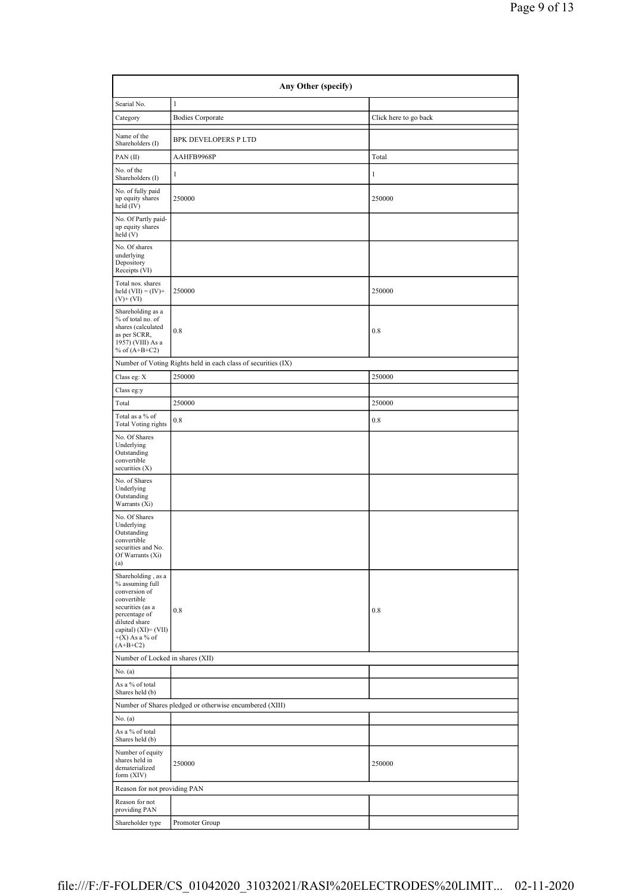| Any Other (specify) | | |
|---|---|---|
| Searial No. | 1 | |
| Category | Bodies Corporate | Click here to go back |
| Name of the Shareholders (I) | BPK DEVELOPERS P LTD | |
| PAN (II) | AAHFB9968P | Total |
| No. of the Shareholders (I) | 1 | 1 |
| No. of fully paid up equity shares held (IV) | 250000 | 250000 |
| No. Of Partly paid-up equity shares held (V) | | |
| No. Of shares underlying Depository Receipts (VI) | | |
| Total nos. shares held (VII) = (IV)+ (V)+ (VI) | 250000 | 250000 |
| Shareholding as a % of total no. of shares (calculated as per SCRR, 1957) (VIII) As a % of (A+B+C2) | 0.8 | 0.8 |
| Number of Voting Rights held in each class of securities (IX) | | |
| Class eg: X | 250000 | 250000 |
| Class eg:y | | |
| Total | 250000 | 250000 |
| Total as a % of Total Voting rights | 0.8 | 0.8 |
| No. Of Shares Underlying Outstanding convertible securities (X) | | |
| No. of Shares Underlying Outstanding Warrants (Xi) | | |
| No. Of Shares Underlying Outstanding convertible securities and No. Of Warrants (Xi) (a) | | |
| Shareholding , as a % assuming full conversion of convertible securities (as a percentage of diluted share capital) (XI)= (VII) +(X) As a % of (A+B+C2) | 0.8 | 0.8 |
| Number of Locked in shares (XII) | | |
| No. (a) | | |
| As a % of total Shares held (b) | | |
| Number of Shares pledged or otherwise encumbered (XIII) | | |
| No. (a) | | |
| As a % of total Shares held (b) | | |
| Number of equity shares held in dematerialized form (XIV) | 250000 | 250000 |
| Reason for not providing PAN | | |
| Reason for not providing PAN | | |
| Shareholder type | Promoter Group | |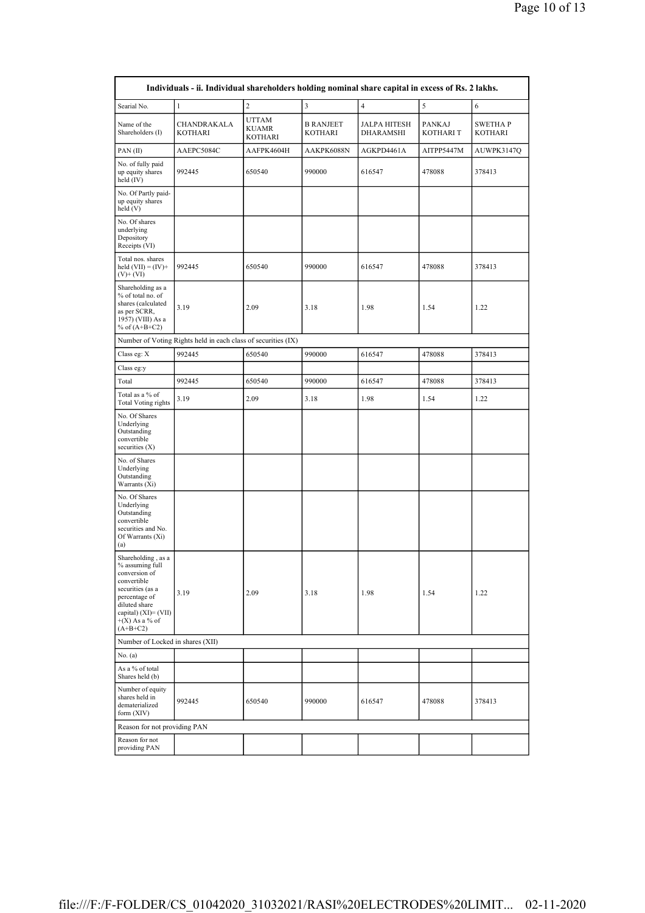| Individuals - ii. Individual shareholders holding nominal share capital in excess of Rs. 2 lakhs. | | | | | | |
|---|---|---|---|---|---|---|
| Searial No. | 1 | 2 | 3 | 4 | 5 | 6 |
| Name of the Shareholders (I) | CHANDRAKALA KOTHARI | UTTAM KUAMR KOTHARI | B RANJEET KOTHARI | JALPA HITESH DHARAMSHI | PANKAJ KOTHARI T | SWETHA P KOTHARI |
| PAN (II) | AAEPC5084C | AAFPK4604H | AAKPK6088N | AGKPD4461A | AITPP5447M | AUWPK3147Q |
| No. of fully paid up equity shares held (IV) | 992445 | 650540 | 990000 | 616547 | 478088 | 378413 |
| No. Of Partly paid-up equity shares held (V) | | | | | | |
| No. Of shares underlying Depository Receipts (VI) | | | | | | |
| Total nos. shares held (VII) = (IV)+(V)+ (VI) | 992445 | 650540 | 990000 | 616547 | 478088 | 378413 |
| Shareholding as a % of total no. of shares (calculated as per SCRR, 1957) (VIII) As a % of (A+B+C2) | 3.19 | 2.09 | 3.18 | 1.98 | 1.54 | 1.22 |
| Number of Voting Rights held in each class of securities (IX) | | | | | | |
| Class eg: X | 992445 | 650540 | 990000 | 616547 | 478088 | 378413 |
| Class eg:y | | | | | | |
| Total | 992445 | 650540 | 990000 | 616547 | 478088 | 378413 |
| Total as a % of Total Voting rights | 3.19 | 2.09 | 3.18 | 1.98 | 1.54 | 1.22 |
| No. Of Shares Underlying Outstanding convertible securities (X) | | | | | | |
| No. of Shares Underlying Outstanding Warrants (Xi) | | | | | | |
| No. Of Shares Underlying Outstanding convertible securities and No. Of Warrants (Xi) (a) | | | | | | |
| Shareholding , as a % assuming full conversion of convertible securities (as a percentage of diluted share capital) (XI)= (VII)+(X) As a % of (A+B+C2) | 3.19 | 2.09 | 3.18 | 1.98 | 1.54 | 1.22 |
| Number of Locked in shares (XII) | | | | | | |
| No. (a) | | | | | | |
| As a % of total Shares held (b) | | | | | | |
| Number of equity shares held in dematerialized form (XIV) | 992445 | 650540 | 990000 | 616547 | 478088 | 378413 |
| Reason for not providing PAN | | | | | | |
| Reason for not providing PAN | | | | | | |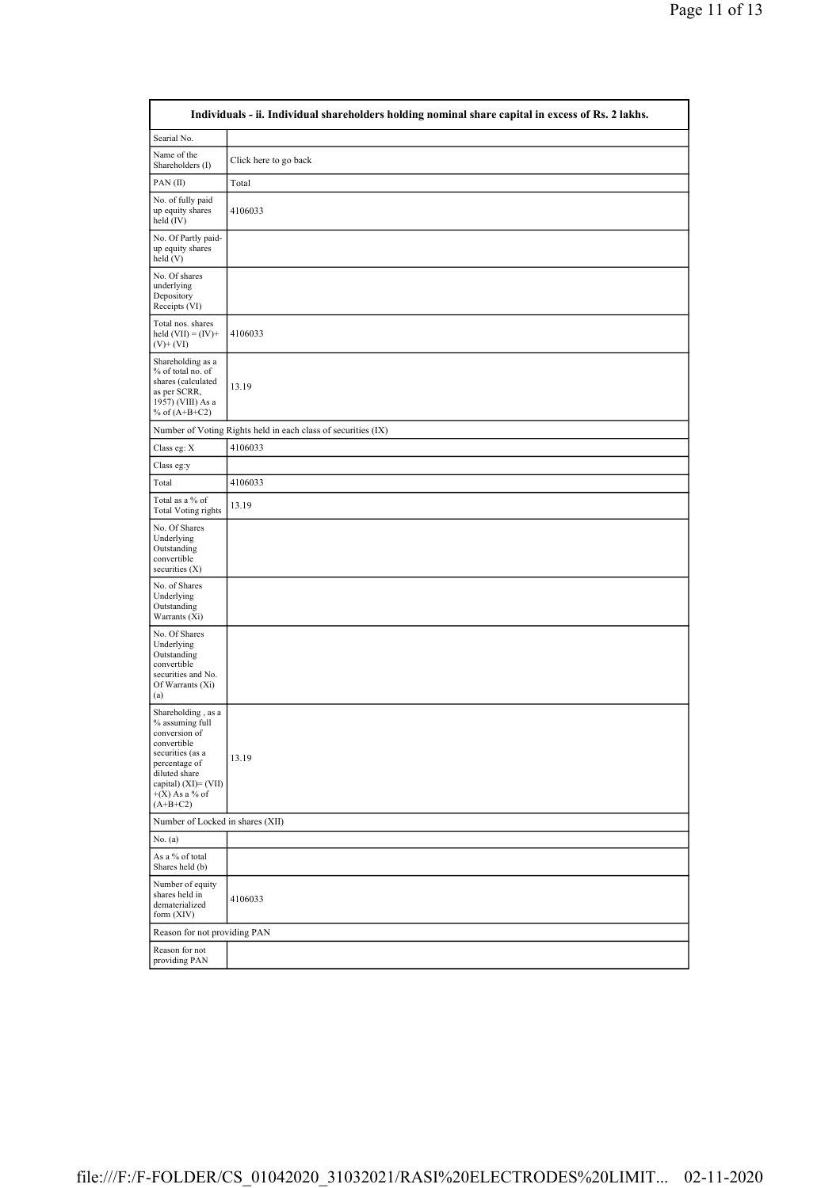| Individuals - ii. Individual shareholders holding nominal share capital in excess of Rs. 2 lakhs. | |
|---|---|
| Searial No. | |
| Name of the Shareholders (I) | Click here to go back |
| PAN (II) | Total |
| No. of fully paid up equity shares held (IV) | 4106033 |
| No. Of Partly paid-up equity shares held (V) | |
| No. Of shares underlying Depository Receipts (VI) | |
| Total nos. shares held (VII) = (IV)+ (V)+ (VI) | 4106033 |
| Shareholding as a % of total no. of shares (calculated as per SCRR, 1957) (VIII) As a % of (A+B+C2) | 13.19 |
| Number of Voting Rights held in each class of securities (IX) | |
| Class eg: X | 4106033 |
| Class eg:y | |
| Total | 4106033 |
| Total as a % of Total Voting rights | 13.19 |
| No. Of Shares Underlying Outstanding convertible securities (X) | |
| No. of Shares Underlying Outstanding Warrants (Xi) | |
| No. Of Shares Underlying Outstanding convertible securities and No. Of Warrants (Xi) (a) | |
| Shareholding , as a % assuming full conversion of convertible securities (as a percentage of diluted share capital) (XI)= (VII)+(X) As a % of (A+B+C2) | 13.19 |
| Number of Locked in shares (XII) | |
| No. (a) | |
| As a % of total Shares held (b) | |
| Number of equity shares held in dematerialized form (XIV) | 4106033 |
| Reason for not providing PAN | |
| Reason for not providing PAN | |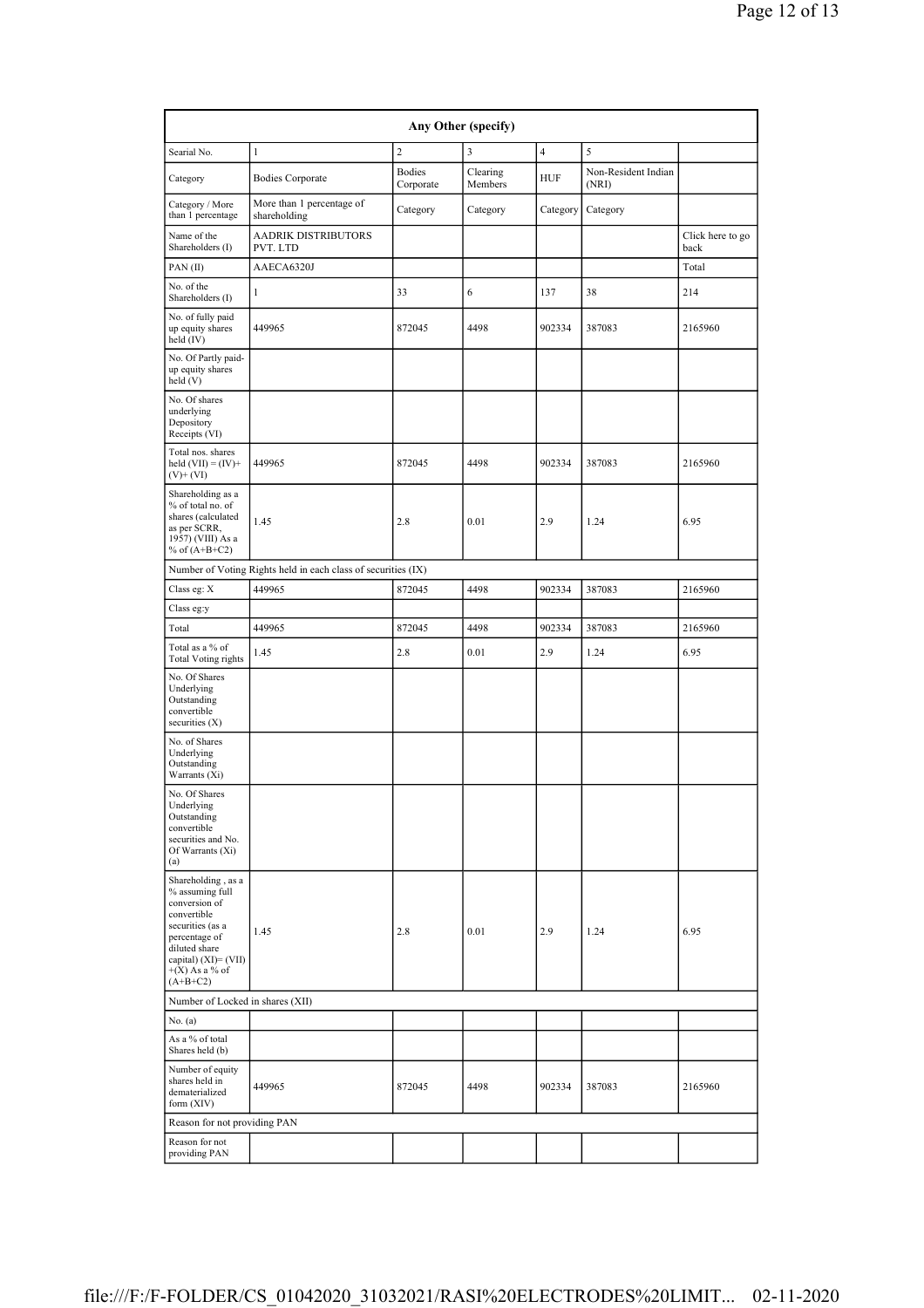| Any Other (specify) | | | | | | |
|---|---|---|---|---|---|---|
| Searial No. | 1 | 2 | 3 | 4 | 5 | |
| Category | Bodies Corporate | Bodies Corporate | Clearing Members | HUF | Non-Resident Indian (NRI) | |
| Category / More than 1 percentage | More than 1 percentage of shareholding | Category | Category | Category | Category | |
| Name of the Shareholders (I) | AADRIK DISTRIBUTORS PVT. LTD | | | | | Click here to go back |
| PAN (II) | AAECA6320J | | | | | Total |
| No. of the Shareholders (I) | 1 | 33 | 6 | 137 | 38 | 214 |
| No. of fully paid up equity shares held (IV) | 449965 | 872045 | 4498 | 902334 | 387083 | 2165960 |
| No. Of Partly paid-up equity shares held (V) | | | | | | |
| No. Of shares underlying Depository Receipts (VI) | | | | | | |
| Total nos. shares held (VII) = (IV)+ (V)+ (VI) | 449965 | 872045 | 4498 | 902334 | 387083 | 2165960 |
| Shareholding as a % of total no. of shares (calculated as per SCRR, 1957) (VIII) As a % of (A+B+C2) | 1.45 | 2.8 | 0.01 | 2.9 | 1.24 | 6.95 |
| Number of Voting Rights held in each class of securities (IX) | | | | | | |
| Class eg: X | 449965 | 872045 | 4498 | 902334 | 387083 | 2165960 |
| Class eg:y | | | | | | |
| Total | 449965 | 872045 | 4498 | 902334 | 387083 | 2165960 |
| Total as a % of Total Voting rights | 1.45 | 2.8 | 0.01 | 2.9 | 1.24 | 6.95 |
| No. Of Shares Underlying Outstanding convertible securities (X) | | | | | | |
| No. of Shares Underlying Outstanding Warrants (Xi) | | | | | | |
| No. Of Shares Underlying Outstanding convertible securities and No. Of Warrants (Xi) (a) | | | | | | |
| Shareholding , as a % assuming full conversion of convertible securities (as a percentage of diluted share capital) (XI)= (VII) +(X) As a % of (A+B+C2) | 1.45 | 2.8 | 0.01 | 2.9 | 1.24 | 6.95 |
| Number of Locked in shares (XII) | | | | | | |
| No. (a) | | | | | | |
| As a % of total Shares held (b) | | | | | | |
| Number of equity shares held in dematerialized form (XIV) | 449965 | 872045 | 4498 | 902334 | 387083 | 2165960 |
| Reason for not providing PAN | | | | | | |
| Reason for not providing PAN | | | | | | |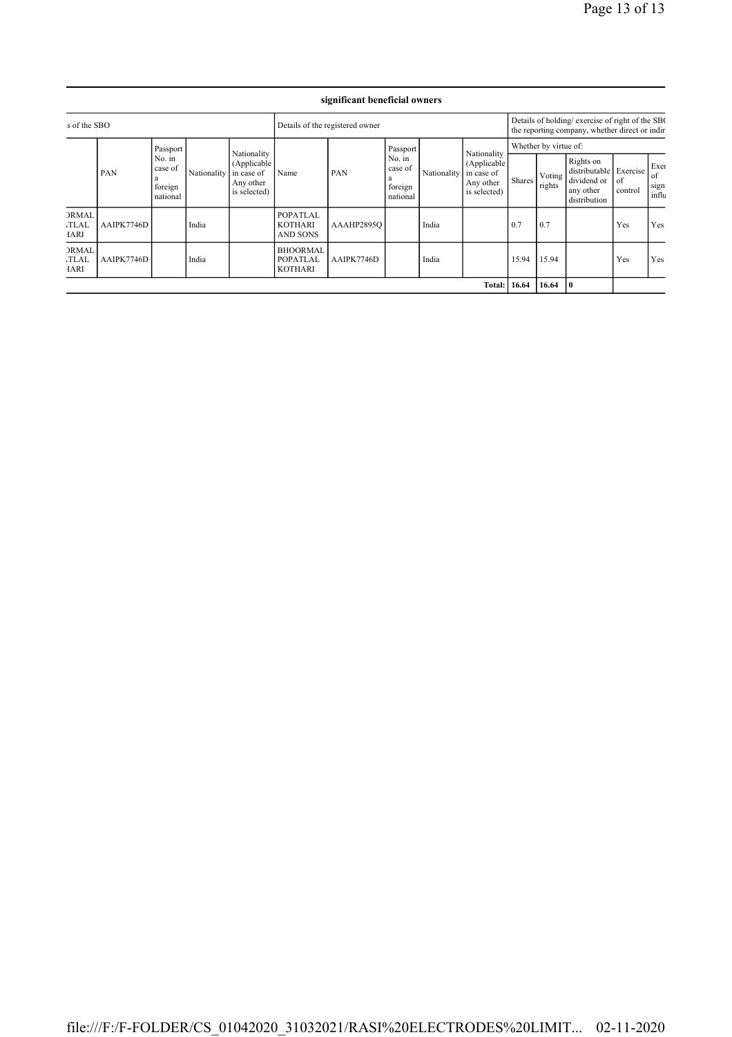**significant beneficial owners**

| s of the SBO | | | | | Details of the registered owner | | | | | Details of holding/ exercise of right of the SBO the reporting company, whether direct or indir | | | | |
|---|---|---|---|---|---|---|---|---|---|---|---|---|---|---|
| | | | | | | | | | | Whether by virtue of: | | | | |
| | PAN | Passport No. in case of a foreign national | Nationality | Nationality (Applicable in case of Any other is selected) | Name | PAN | Passport No. in case of a foreign national | Nationality | Nationality (Applicable in case of Any other is selected) | Shares | Voting rights | Rights on distributable dividend or any other distribution | Exercise of control | Exer of sign influ |
| ORMAL ATLAL HARI | AAIPK7746D | | India | | POPATLAL KOTHARI AND SONS | AAAHP2895Q | | India | | 0.7 | 0.7 | | Yes | Yes |
| ORMAL ATLAL HARI | AAIPK7746D | | India | | BHOORMAL POPATLAL KOTHARI | AAIPK7746D | | India | | 15.94 | 15.94 | | Yes | Yes |
| | | | | | | | | | **Total:** | **16.64** | **16.64** | **0** | | |

file:///F:/F-FOLDER/CS_01042020_31032021/RASI%20ELECTRODES%20LIMIT... 02-11-2020